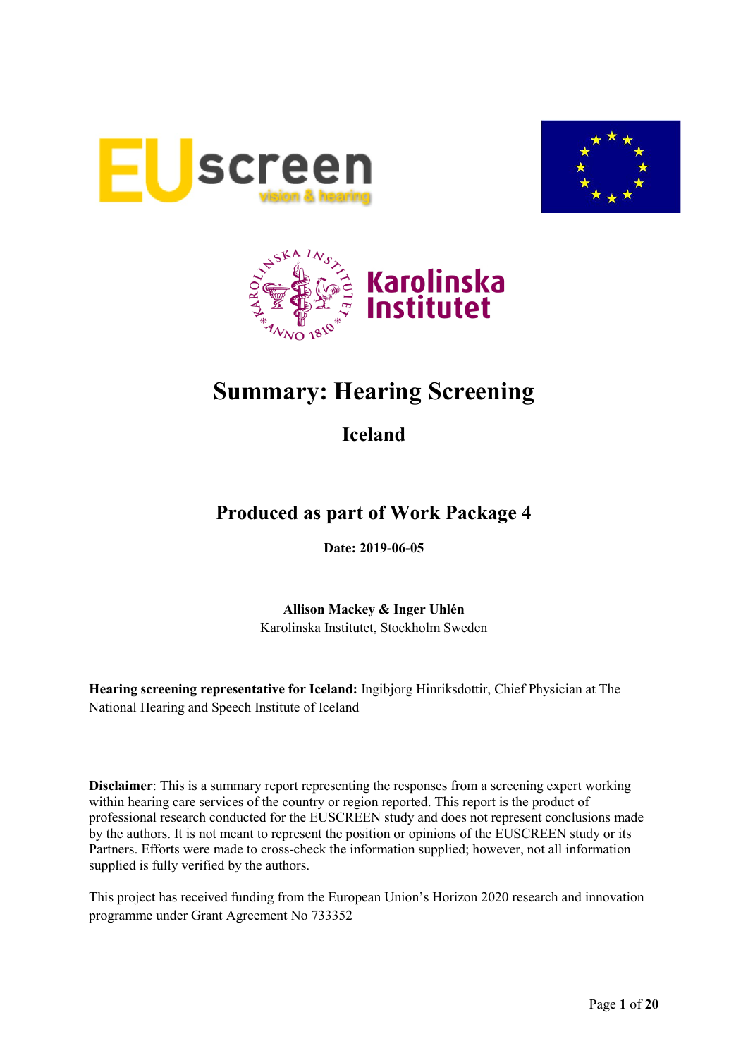# Summary: Hearing Screening

## Iceland

### Produced as part of Work Package 4

**Date: 2019-06-05**

**Allison Mackey & Inger Uhlén**
Karolinska Institutet, Stockholm Sweden

**Hearing screening representative for Iceland:** Ingibjorg Hinriksdottir, Chief Physician at The National Hearing and Speech Institute of Iceland

**Disclaimer**: This is a summary report representing the responses from a screening expert working within hearing care services of the country or region reported. This report is the product of professional research conducted for the EUSCREEN study and does not represent conclusions made by the authors. It is not meant to represent the position or opinions of the EUSCREEN study or its Partners. Efforts were made to cross-check the information supplied; however, not all information supplied is fully verified by the authors.

This project has received funding from the European Union's Horizon 2020 research and innovation programme under Grant Agreement No 733352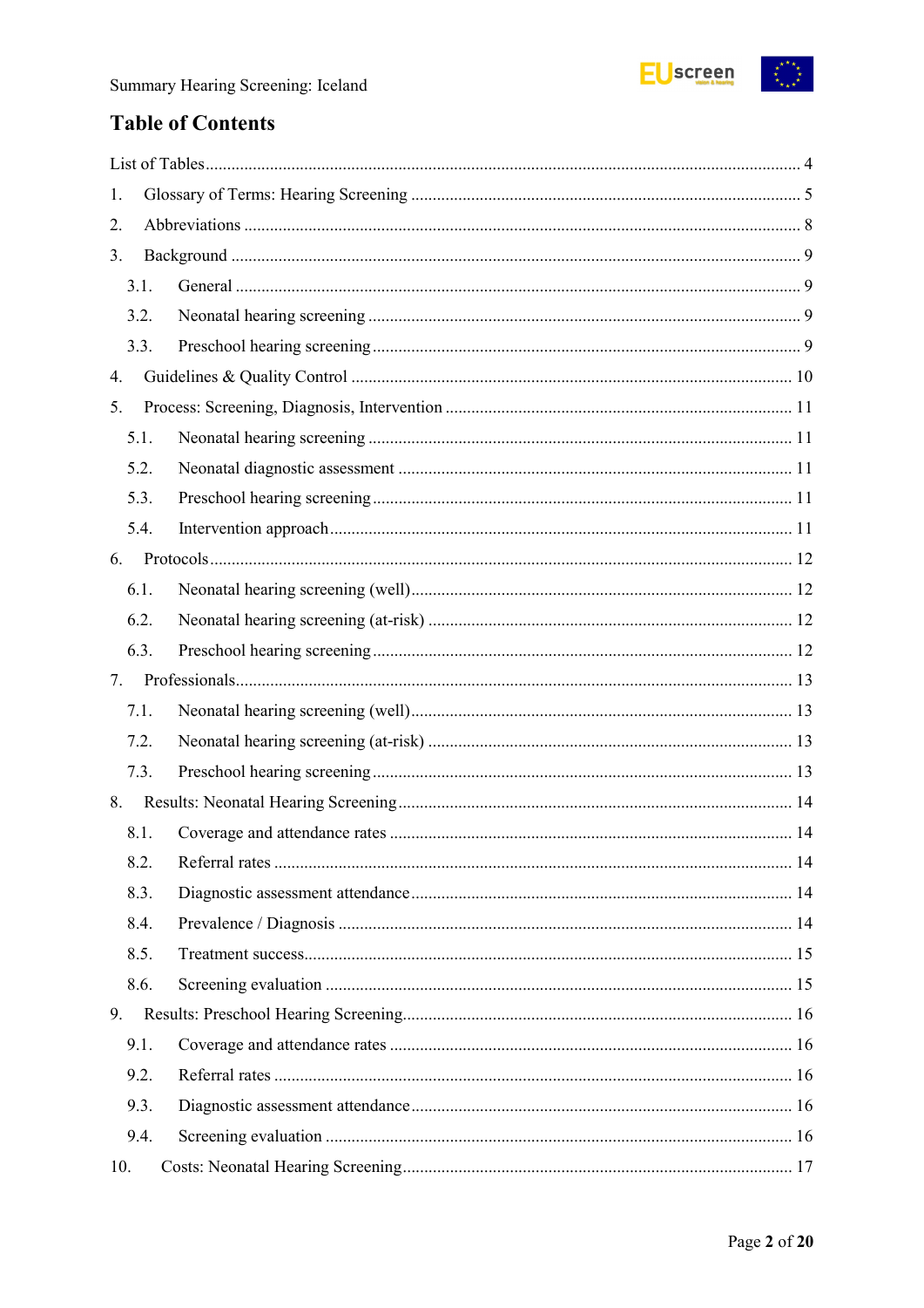# Table of Contents

List of Tables ........................................................................................................................ 4

1. Glossary of Terms: Hearing Screening ............................................................................ 5
2. Abbreviations .................................................................................................................. 8
3. Background ..................................................................................................................... 9
   - 3.1. General ..................................................................................................................... 9
   - 3.2. Neonatal hearing screening ....................................................................................... 9
   - 3.3. Preschool hearing screening ...................................................................................... 9
4. Guidelines & Quality Control ......................................................................................... 10
5. Process: Screening, Diagnosis, Intervention ................................................................... 11
   - 5.1. Neonatal hearing screening ...................................................................................... 11
   - 5.2. Neonatal diagnostic assessment ............................................................................... 11
   - 5.3. Preschool hearing screening ..................................................................................... 11
   - 5.4. Intervention approach ............................................................................................... 11
6. Protocols ......................................................................................................................... 12
   - 6.1. Neonatal hearing screening (well) ............................................................................. 12
   - 6.2. Neonatal hearing screening (at-risk) ......................................................................... 12
   - 6.3. Preschool hearing screening ..................................................................................... 12
7. Professionals ................................................................................................................... 13
   - 7.1. Neonatal hearing screening (well) ............................................................................. 13
   - 7.2. Neonatal hearing screening (at-risk) ......................................................................... 13
   - 7.3. Preschool hearing screening ..................................................................................... 13
8. Results: Neonatal Hearing Screening ............................................................................. 14
   - 8.1. Coverage and attendance rates ................................................................................. 14
   - 8.2. Referral rates ............................................................................................................ 14
   - 8.3. Diagnostic assessment attendance ............................................................................ 14
   - 8.4. Prevalence / Diagnosis ............................................................................................. 14
   - 8.5. Treatment success ..................................................................................................... 15
   - 8.6. Screening evaluation ................................................................................................ 15
9. Results: Preschool Hearing Screening ............................................................................ 16
   - 9.1. Coverage and attendance rates ................................................................................. 16
   - 9.2. Referral rates ............................................................................................................ 16
   - 9.3. Diagnostic assessment attendance ............................................................................ 16
   - 9.4. Screening evaluation ................................................................................................ 16
10. Costs: Neonatal Hearing Screening ............................................................................... 17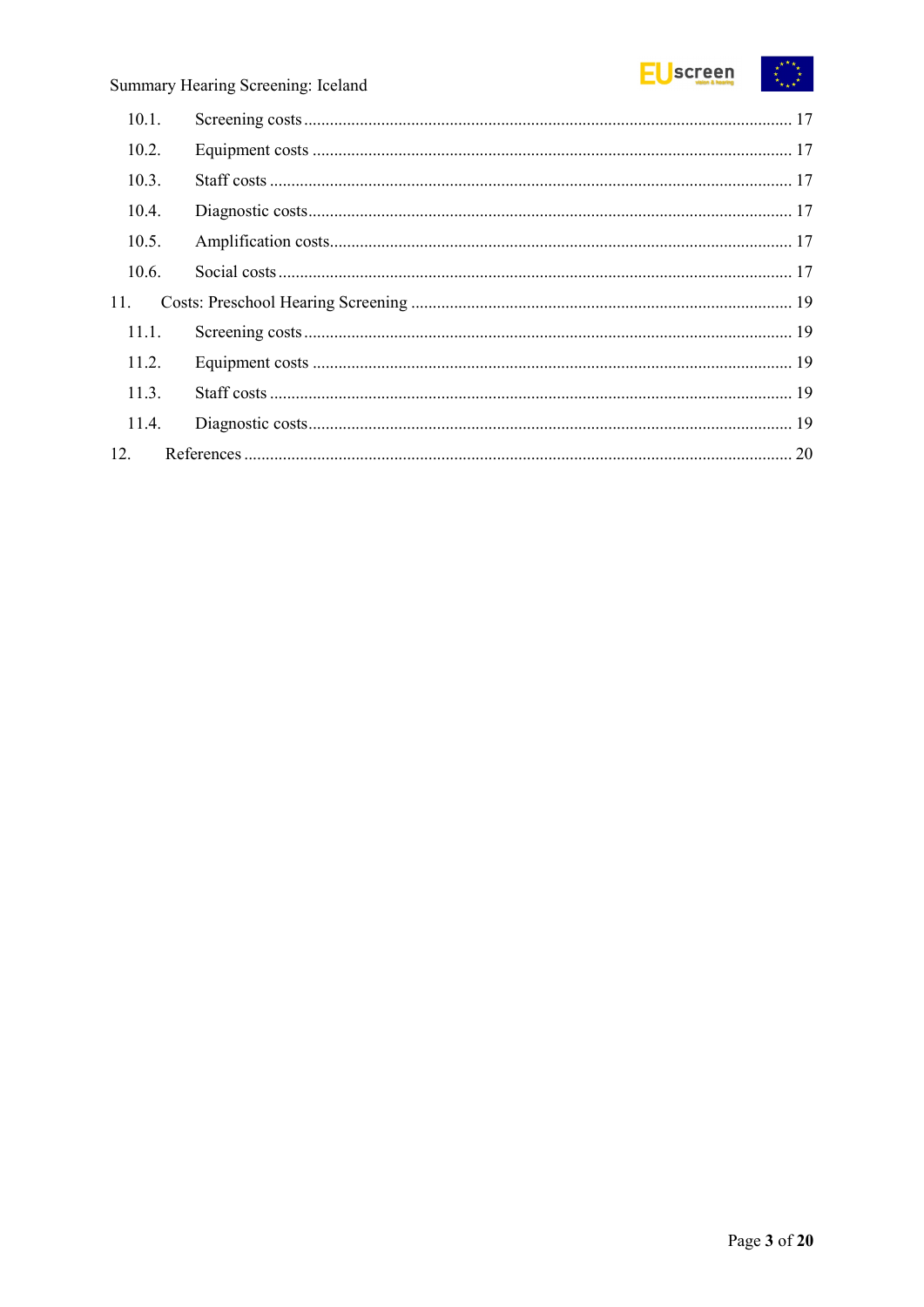- 10.1. Screening costs ..... 17
- 10.2. Equipment costs ..... 17
- 10.3. Staff costs ..... 17
- 10.4. Diagnostic costs ..... 17
- 10.5. Amplification costs ..... 17
- 10.6. Social costs ..... 17

11. Costs: Preschool Hearing Screening ..... 19
- 11.1. Screening costs ..... 19
- 11.2. Equipment costs ..... 19
- 11.3. Staff costs ..... 19
- 11.4. Diagnostic costs ..... 19

12. References ..... 20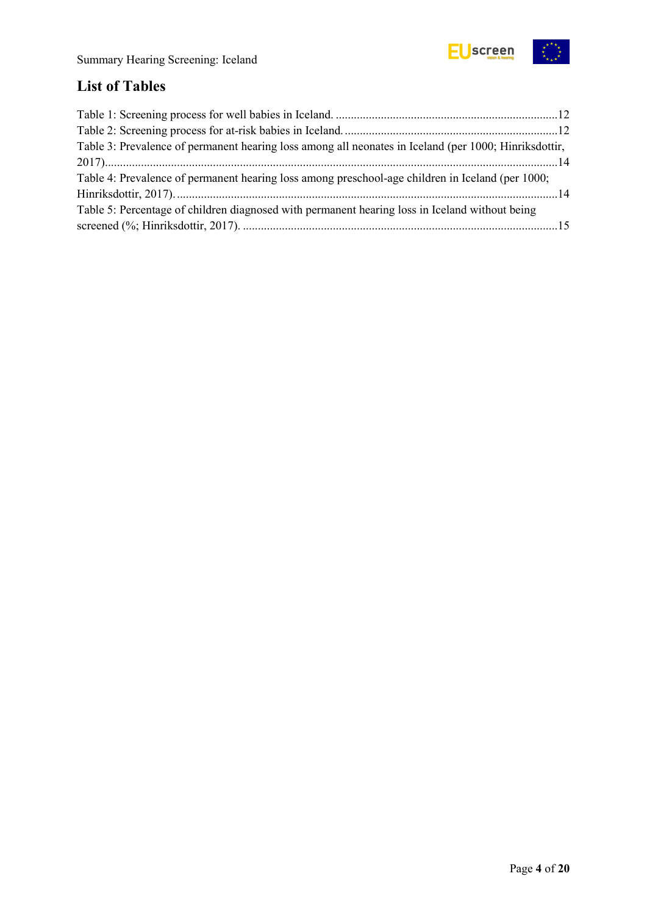## List of Tables

Table 1: Screening process for well babies in Iceland. ........................................................................12

Table 2: Screening process for at-risk babies in Iceland. .....................................................................12

Table 3: Prevalence of permanent hearing loss among all neonates in Iceland (per 1000; Hinriksdottir, 2017)..............................................................................................................................................14

Table 4: Prevalence of permanent hearing loss among preschool-age children in Iceland (per 1000; Hinriksdottir, 2017). ...........................................................................................................................14

Table 5: Percentage of children diagnosed with permanent hearing loss in Iceland without being screened (%; Hinriksdottir, 2017). .......................................................................................................15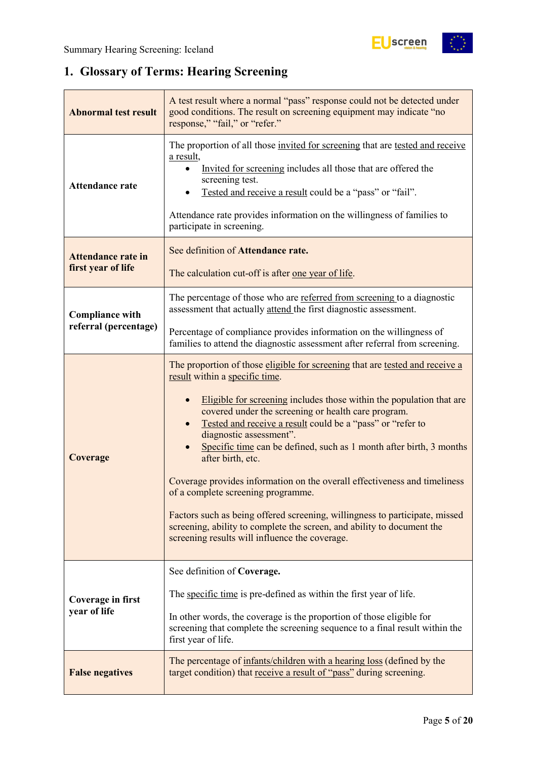## 1. Glossary of Terms: Hearing Screening

| | |
|---|---|
| **Abnormal test result** | A test result where a normal "pass" response could not be detected under good conditions. The result on screening equipment may indicate "no response," "fail," or "refer." |
| **Attendance rate** | The proportion of all those invited for screening that are tested and receive a result,<br>• Invited for screening includes all those that are offered the screening test.<br>• Tested and receive a result could be a "pass" or "fail".<br><br>Attendance rate provides information on the willingness of families to participate in screening. |
| **Attendance rate in first year of life** | See definition of **Attendance rate.**<br><br>The calculation cut-off is after one year of life. |
| **Compliance with referral (percentage)** | The percentage of those who are referred from screening to a diagnostic assessment that actually attend the first diagnostic assessment.<br><br>Percentage of compliance provides information on the willingness of families to attend the diagnostic assessment after referral from screening. |
| **Coverage** | The proportion of those eligible for screening that are tested and receive a result within a specific time.<br><br>• Eligible for screening includes those within the population that are covered under the screening or health care program.<br>• Tested and receive a result could be a "pass" or "refer to diagnostic assessment".<br>• Specific time can be defined, such as 1 month after birth, 3 months after birth, etc.<br><br>Coverage provides information on the overall effectiveness and timeliness of a complete screening programme.<br><br>Factors such as being offered screening, willingness to participate, missed screening, ability to complete the screen, and ability to document the screening results will influence the coverage. |
| **Coverage in first year of life** | See definition of **Coverage.**<br><br>The specific time is pre-defined as within the first year of life.<br><br>In other words, the coverage is the proportion of those eligible for screening that complete the screening sequence to a final result within the first year of life. |
| **False negatives** | The percentage of infants/children with a hearing loss (defined by the target condition) that receive a result of "pass" during screening. |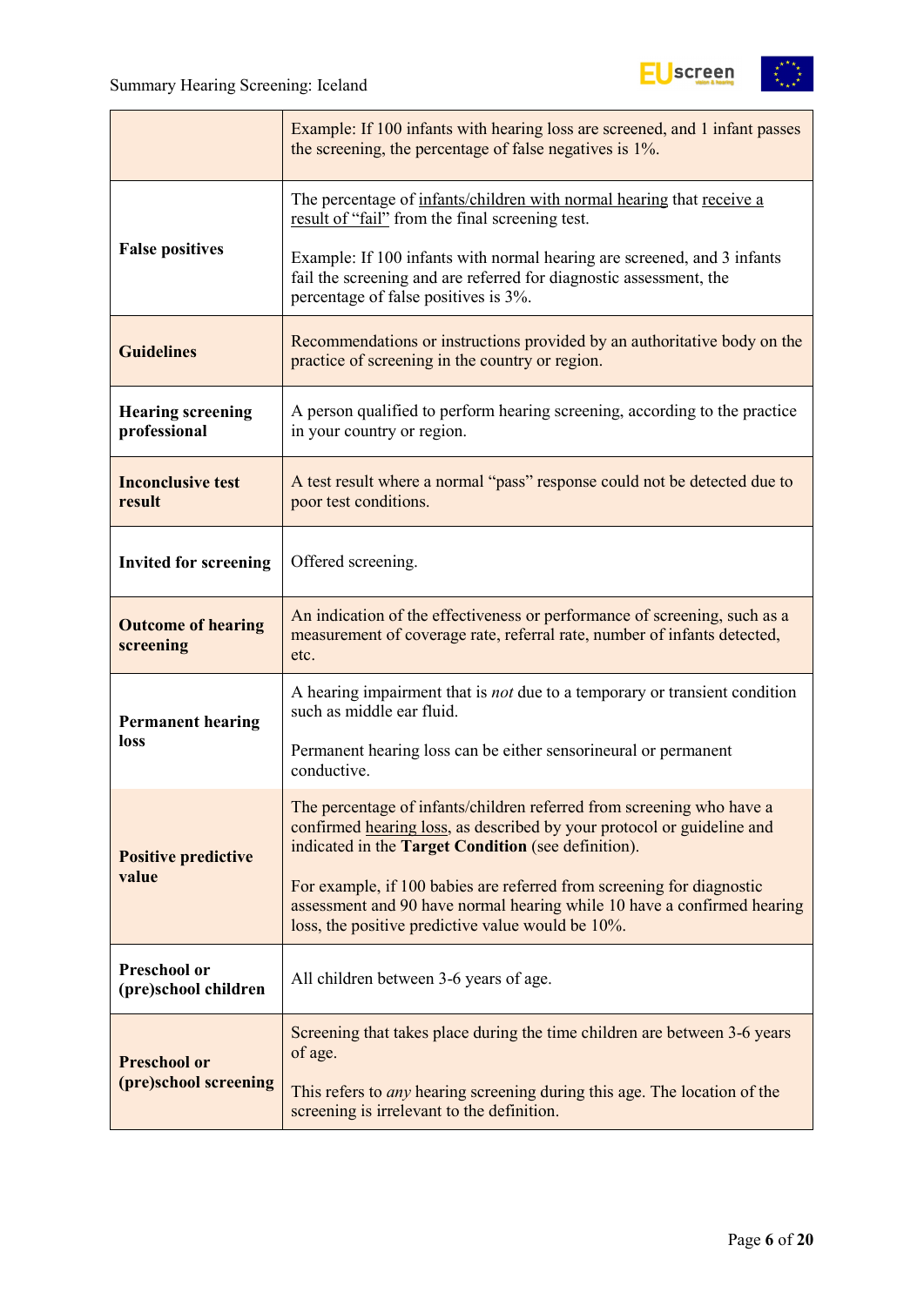| | |
|---|---|
| | Example: If 100 infants with hearing loss are screened, and 1 infant passes the screening, the percentage of false negatives is 1%. |
| **False positives** | The percentage of infants/children with normal hearing that receive a result of "fail" from the final screening test.<br><br>Example: If 100 infants with normal hearing are screened, and 3 infants fail the screening and are referred for diagnostic assessment, the percentage of false positives is 3%. |
| **Guidelines** | Recommendations or instructions provided by an authoritative body on the practice of screening in the country or region. |
| **Hearing screening professional** | A person qualified to perform hearing screening, according to the practice in your country or region. |
| **Inconclusive test result** | A test result where a normal "pass" response could not be detected due to poor test conditions. |
| **Invited for screening** | Offered screening. |
| **Outcome of hearing screening** | An indication of the effectiveness or performance of screening, such as a measurement of coverage rate, referral rate, number of infants detected, etc. |
| **Permanent hearing loss** | A hearing impairment that is *not* due to a temporary or transient condition such as middle ear fluid.<br><br>Permanent hearing loss can be either sensorineural or permanent conductive. |
| **Positive predictive value** | The percentage of infants/children referred from screening who have a confirmed hearing loss, as described by your protocol or guideline and indicated in the **Target Condition** (see definition).<br><br>For example, if 100 babies are referred from screening for diagnostic assessment and 90 have normal hearing while 10 have a confirmed hearing loss, the positive predictive value would be 10%. |
| **Preschool or (pre)school children** | All children between 3-6 years of age. |
| **Preschool or (pre)school screening** | Screening that takes place during the time children are between 3-6 years of age.<br><br>This refers to *any* hearing screening during this age. The location of the screening is irrelevant to the definition. |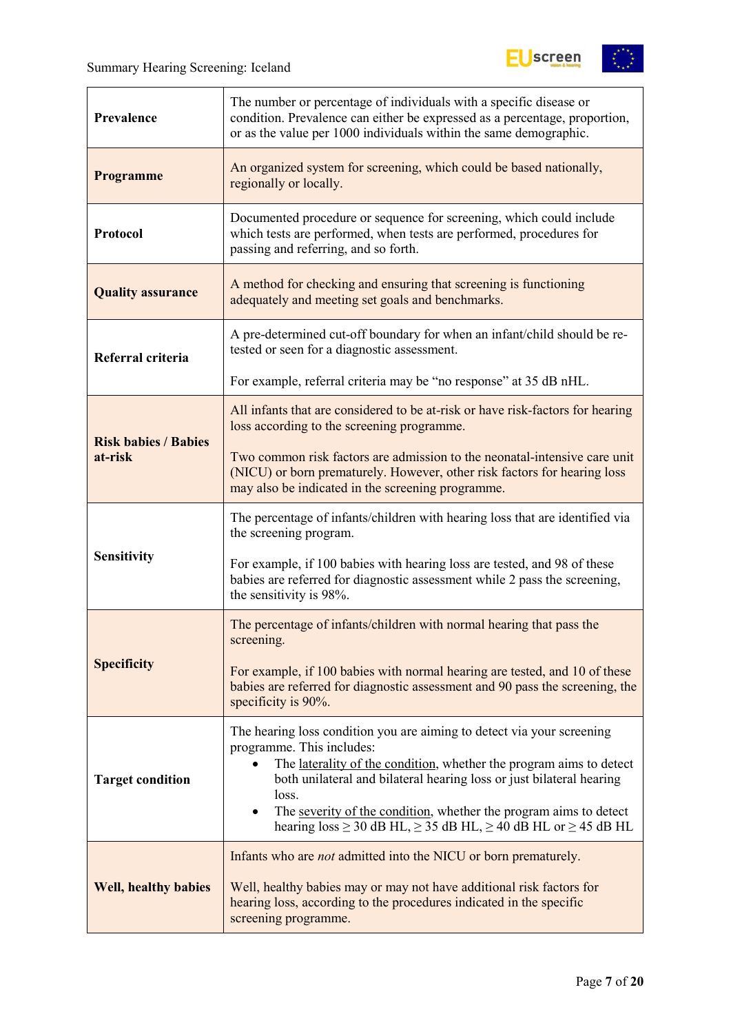| | |
|---|---|
| **Prevalence** | The number or percentage of individuals with a specific disease or condition. Prevalence can either be expressed as a percentage, proportion, or as the value per 1000 individuals within the same demographic. |
| **Programme** | An organized system for screening, which could be based nationally, regionally or locally. |
| **Protocol** | Documented procedure or sequence for screening, which could include which tests are performed, when tests are performed, procedures for passing and referring, and so forth. |
| **Quality assurance** | A method for checking and ensuring that screening is functioning adequately and meeting set goals and benchmarks. |
| **Referral criteria** | A pre-determined cut-off boundary for when an infant/child should be re-tested or seen for a diagnostic assessment.<br><br>For example, referral criteria may be "no response" at 35 dB nHL. |
| **Risk babies / Babies at-risk** | All infants that are considered to be at-risk or have risk-factors for hearing loss according to the screening programme.<br><br>Two common risk factors are admission to the neonatal-intensive care unit (NICU) or born prematurely. However, other risk factors for hearing loss may also be indicated in the screening programme. |
| **Sensitivity** | The percentage of infants/children with hearing loss that are identified via the screening program.<br><br>For example, if 100 babies with hearing loss are tested, and 98 of these babies are referred for diagnostic assessment while 2 pass the screening, the sensitivity is 98%. |
| **Specificity** | The percentage of infants/children with normal hearing that pass the screening.<br><br>For example, if 100 babies with normal hearing are tested, and 10 of these babies are referred for diagnostic assessment and 90 pass the screening, the specificity is 90%. |
| **Target condition** | The hearing loss condition you are aiming to detect via your screening programme. This includes:<br>• The laterality of the condition, whether the program aims to detect both unilateral and bilateral hearing loss or just bilateral hearing loss.<br>• The severity of the condition, whether the program aims to detect hearing loss ≥ 30 dB HL, ≥ 35 dB HL, ≥ 40 dB HL or ≥ 45 dB HL |
| **Well, healthy babies** | Infants who are *not* admitted into the NICU or born prematurely.<br><br>Well, healthy babies may or may not have additional risk factors for hearing loss, according to the procedures indicated in the specific screening programme. |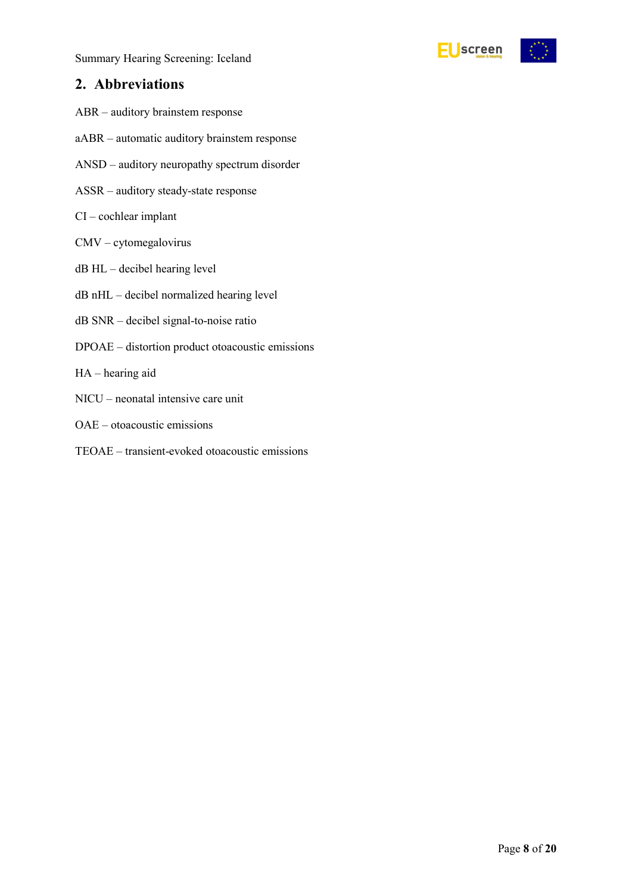## 2. Abbreviations

ABR – auditory brainstem response

aABR – automatic auditory brainstem response

ANSD – auditory neuropathy spectrum disorder

ASSR – auditory steady-state response

CI – cochlear implant

CMV – cytomegalovirus

dB HL – decibel hearing level

dB nHL – decibel normalized hearing level

dB SNR – decibel signal-to-noise ratio

DPOAE – distortion product otoacoustic emissions

HA – hearing aid

NICU – neonatal intensive care unit

OAE – otoacoustic emissions

TEOAE – transient-evoked otoacoustic emissions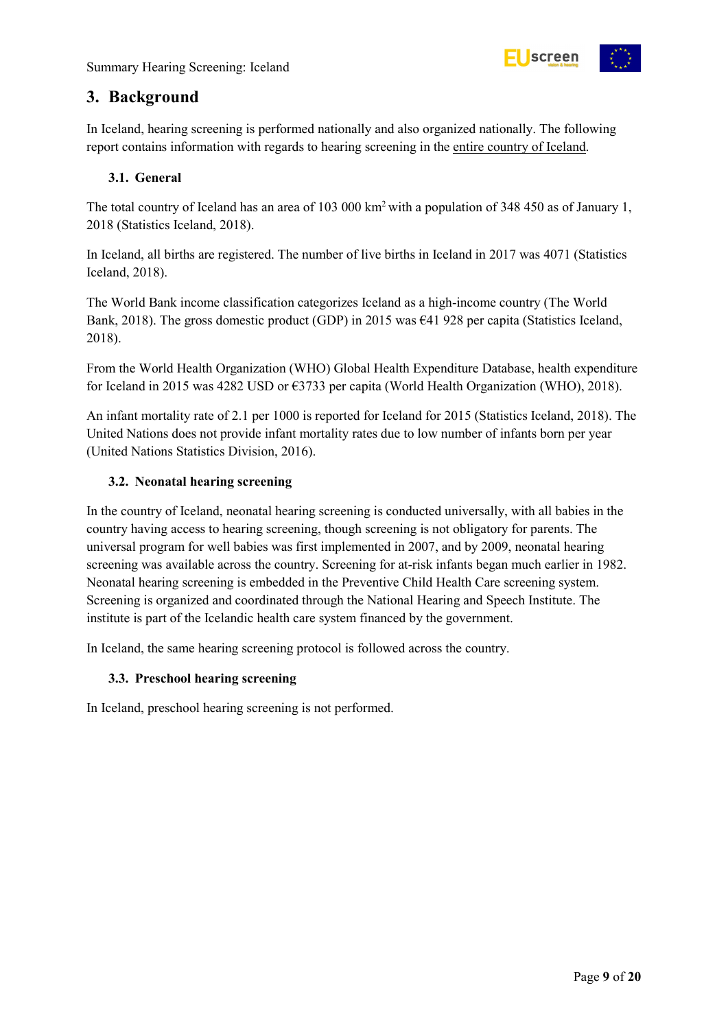## 3. Background

In Iceland, hearing screening is performed nationally and also organized nationally. The following report contains information with regards to hearing screening in the entire country of Iceland.

### 3.1. General

The total country of Iceland has an area of 103 000 km$^2$ with a population of 348 450 as of January 1, 2018 (Statistics Iceland, 2018).

In Iceland, all births are registered. The number of live births in Iceland in 2017 was 4071 (Statistics Iceland, 2018).

The World Bank income classification categorizes Iceland as a high-income country (The World Bank, 2018). The gross domestic product (GDP) in 2015 was €41 928 per capita (Statistics Iceland, 2018).

From the World Health Organization (WHO) Global Health Expenditure Database, health expenditure for Iceland in 2015 was 4282 USD or €3733 per capita (World Health Organization (WHO), 2018).

An infant mortality rate of 2.1 per 1000 is reported for Iceland for 2015 (Statistics Iceland, 2018). The United Nations does not provide infant mortality rates due to low number of infants born per year (United Nations Statistics Division, 2016).

### 3.2. Neonatal hearing screening

In the country of Iceland, neonatal hearing screening is conducted universally, with all babies in the country having access to hearing screening, though screening is not obligatory for parents. The universal program for well babies was first implemented in 2007, and by 2009, neonatal hearing screening was available across the country. Screening for at-risk infants began much earlier in 1982. Neonatal hearing screening is embedded in the Preventive Child Health Care screening system. Screening is organized and coordinated through the National Hearing and Speech Institute. The institute is part of the Icelandic health care system financed by the government.

In Iceland, the same hearing screening protocol is followed across the country.

### 3.3. Preschool hearing screening

In Iceland, preschool hearing screening is not performed.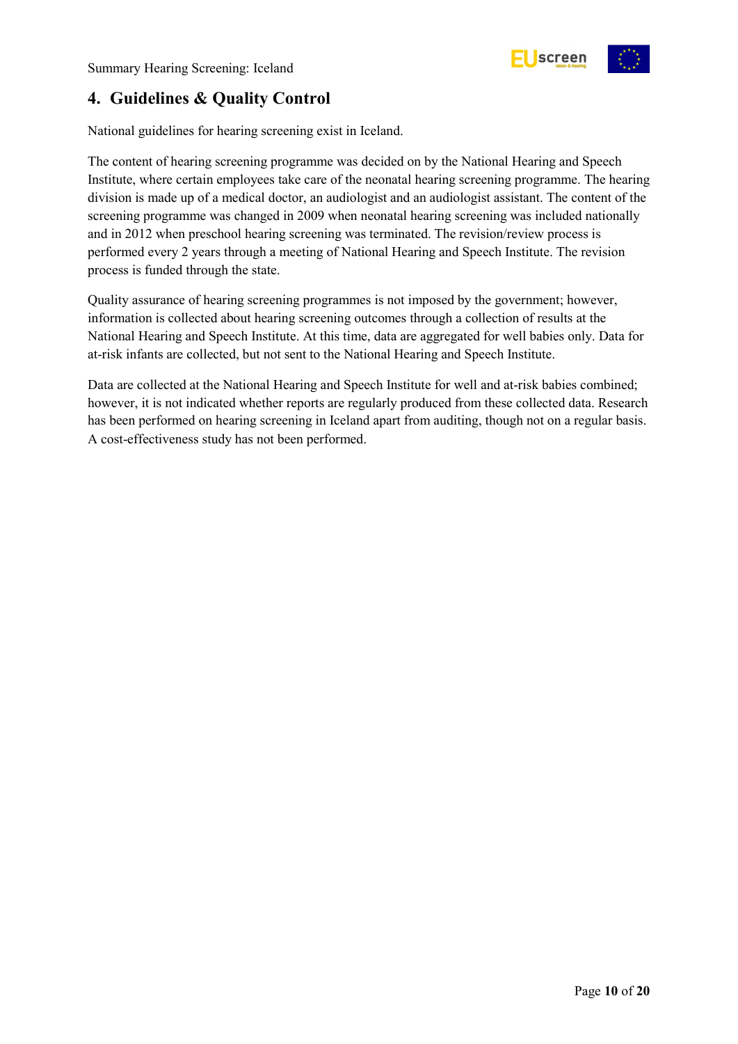## 4. Guidelines & Quality Control

National guidelines for hearing screening exist in Iceland.

The content of hearing screening programme was decided on by the National Hearing and Speech Institute, where certain employees take care of the neonatal hearing screening programme. The hearing division is made up of a medical doctor, an audiologist and an audiologist assistant. The content of the screening programme was changed in 2009 when neonatal hearing screening was included nationally and in 2012 when preschool hearing screening was terminated. The revision/review process is performed every 2 years through a meeting of National Hearing and Speech Institute. The revision process is funded through the state.

Quality assurance of hearing screening programmes is not imposed by the government; however, information is collected about hearing screening outcomes through a collection of results at the National Hearing and Speech Institute. At this time, data are aggregated for well babies only. Data for at-risk infants are collected, but not sent to the National Hearing and Speech Institute.

Data are collected at the National Hearing and Speech Institute for well and at-risk babies combined; however, it is not indicated whether reports are regularly produced from these collected data. Research has been performed on hearing screening in Iceland apart from auditing, though not on a regular basis. A cost-effectiveness study has not been performed.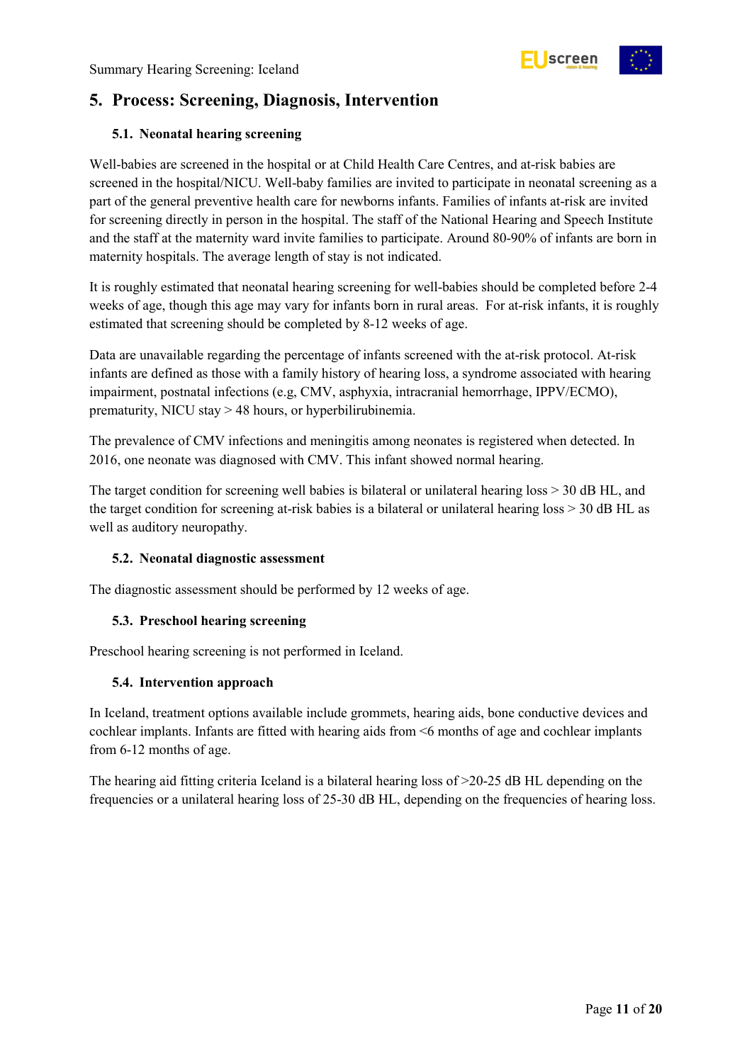## 5. Process: Screening, Diagnosis, Intervention

### 5.1. Neonatal hearing screening

Well-babies are screened in the hospital or at Child Health Care Centres, and at-risk babies are screened in the hospital/NICU. Well-baby families are invited to participate in neonatal screening as a part of the general preventive health care for newborns infants. Families of infants at-risk are invited for screening directly in person in the hospital. The staff of the National Hearing and Speech Institute and the staff at the maternity ward invite families to participate. Around 80-90% of infants are born in maternity hospitals. The average length of stay is not indicated.

It is roughly estimated that neonatal hearing screening for well-babies should be completed before 2-4 weeks of age, though this age may vary for infants born in rural areas. For at-risk infants, it is roughly estimated that screening should be completed by 8-12 weeks of age.

Data are unavailable regarding the percentage of infants screened with the at-risk protocol. At-risk infants are defined as those with a family history of hearing loss, a syndrome associated with hearing impairment, postnatal infections (e.g, CMV, asphyxia, intracranial hemorrhage, IPPV/ECMO), prematurity, NICU stay > 48 hours, or hyperbilirubinemia.

The prevalence of CMV infections and meningitis among neonates is registered when detected. In 2016, one neonate was diagnosed with CMV. This infant showed normal hearing.

The target condition for screening well babies is bilateral or unilateral hearing loss > 30 dB HL, and the target condition for screening at-risk babies is a bilateral or unilateral hearing loss > 30 dB HL as well as auditory neuropathy.

### 5.2. Neonatal diagnostic assessment

The diagnostic assessment should be performed by 12 weeks of age.

### 5.3. Preschool hearing screening

Preschool hearing screening is not performed in Iceland.

### 5.4. Intervention approach

In Iceland, treatment options available include grommets, hearing aids, bone conductive devices and cochlear implants. Infants are fitted with hearing aids from <6 months of age and cochlear implants from 6-12 months of age.

The hearing aid fitting criteria Iceland is a bilateral hearing loss of >20-25 dB HL depending on the frequencies or a unilateral hearing loss of 25-30 dB HL, depending on the frequencies of hearing loss.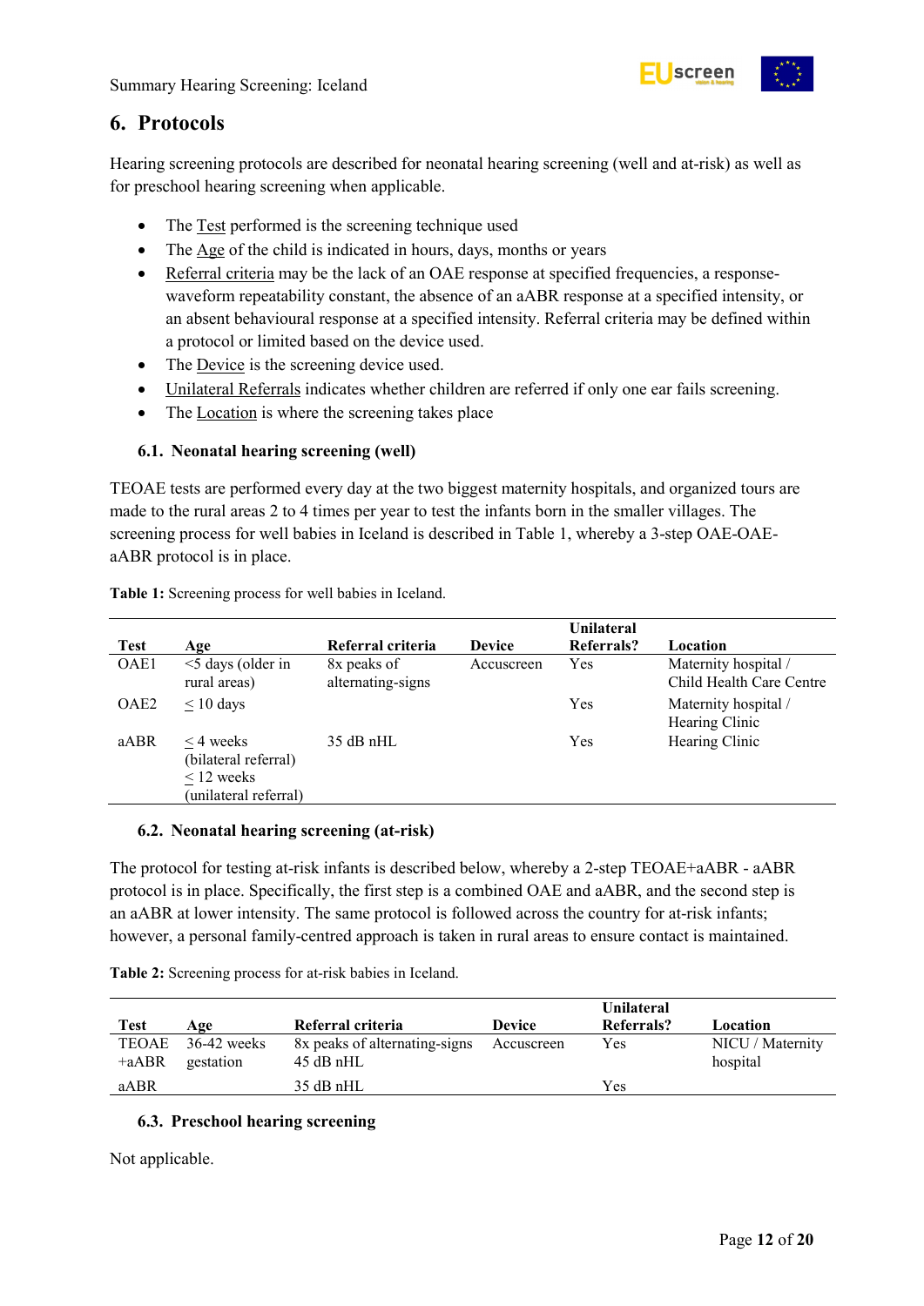# 6. Protocols

Hearing screening protocols are described for neonatal hearing screening (well and at-risk) as well as for preschool hearing screening when applicable.

- The Test performed is the screening technique used
- The Age of the child is indicated in hours, days, months or years
- Referral criteria may be the lack of an OAE response at specified frequencies, a response-waveform repeatability constant, the absence of an aABR response at a specified intensity, or an absent behavioural response at a specified intensity. Referral criteria may be defined within a protocol or limited based on the device used.
- The Device is the screening device used.
- Unilateral Referrals indicates whether children are referred if only one ear fails screening.
- The Location is where the screening takes place

## 6.1. Neonatal hearing screening (well)

TEOAE tests are performed every day at the two biggest maternity hospitals, and organized tours are made to the rural areas 2 to 4 times per year to test the infants born in the smaller villages. The screening process for well babies in Iceland is described in Table 1, whereby a 3-step OAE-OAE-aABR protocol is in place.

**Table 1:** Screening process for well babies in Iceland.

| Test | Age | Referral criteria | Device | Unilateral Referrals? | Location |
|---|---|---|---|---|---|
| OAE1 | <5 days (older in rural areas) | 8x peaks of alternating-signs | Accuscreen | Yes | Maternity hospital / Child Health Care Centre |
| OAE2 | ≤ 10 days | | | Yes | Maternity hospital / Hearing Clinic |
| aABR | ≤ 4 weeks (bilateral referral) ≤ 12 weeks (unilateral referral) | 35 dB nHL | | Yes | Hearing Clinic |

## 6.2. Neonatal hearing screening (at-risk)

The protocol for testing at-risk infants is described below, whereby a 2-step TEOAE+aABR - aABR protocol is in place. Specifically, the first step is a combined OAE and aABR, and the second step is an aABR at lower intensity. The same protocol is followed across the country for at-risk infants; however, a personal family-centred approach is taken in rural areas to ensure contact is maintained.

**Table 2:** Screening process for at-risk babies in Iceland.

| Test | Age | Referral criteria | Device | Unilateral Referrals? | Location |
|---|---|---|---|---|---|
| TEOAE +aABR | 36-42 weeks gestation | 8x peaks of alternating-signs 45 dB nHL | Accuscreen | Yes | NICU / Maternity hospital |
| aABR | | 35 dB nHL | | Yes | |

## 6.3. Preschool hearing screening

Not applicable.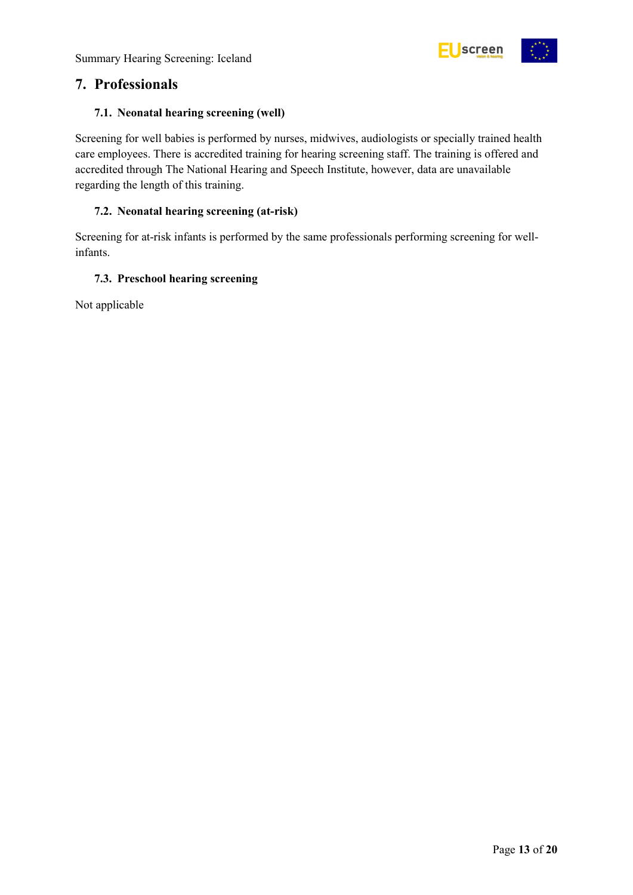## 7. Professionals

### 7.1. Neonatal hearing screening (well)

Screening for well babies is performed by nurses, midwives, audiologists or specially trained health care employees. There is accredited training for hearing screening staff. The training is offered and accredited through The National Hearing and Speech Institute, however, data are unavailable regarding the length of this training.

### 7.2. Neonatal hearing screening (at-risk)

Screening for at-risk infants is performed by the same professionals performing screening for well-infants.

### 7.3. Preschool hearing screening

Not applicable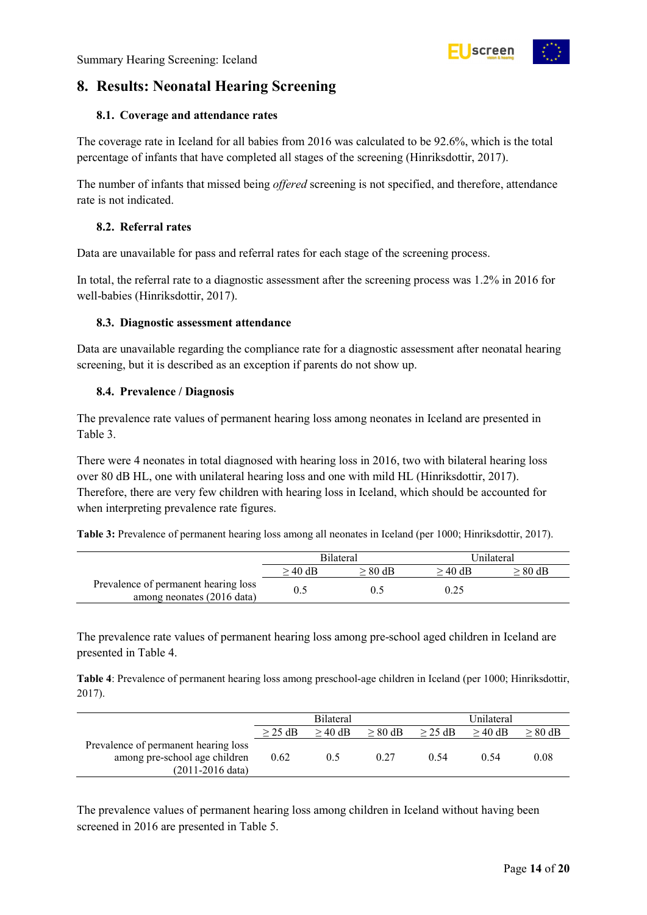# 8. Results: Neonatal Hearing Screening

## 8.1. Coverage and attendance rates

The coverage rate in Iceland for all babies from 2016 was calculated to be 92.6%, which is the total percentage of infants that have completed all stages of the screening (Hinriksdottir, 2017).

The number of infants that missed being *offered* screening is not specified, and therefore, attendance rate is not indicated.

## 8.2. Referral rates

Data are unavailable for pass and referral rates for each stage of the screening process.

In total, the referral rate to a diagnostic assessment after the screening process was 1.2% in 2016 for well-babies (Hinriksdottir, 2017).

## 8.3. Diagnostic assessment attendance

Data are unavailable regarding the compliance rate for a diagnostic assessment after neonatal hearing screening, but it is described as an exception if parents do not show up.

## 8.4. Prevalence / Diagnosis

The prevalence rate values of permanent hearing loss among neonates in Iceland are presented in Table 3.

There were 4 neonates in total diagnosed with hearing loss in 2016, two with bilateral hearing loss over 80 dB HL, one with unilateral hearing loss and one with mild HL (Hinriksdottir, 2017). Therefore, there are very few children with hearing loss in Iceland, which should be accounted for when interpreting prevalence rate figures.

**Table 3:** Prevalence of permanent hearing loss among all neonates in Iceland (per 1000; Hinriksdottir, 2017).

| | Bilateral | | Unilateral | |
|---|---|---|---|---|
| | ≥ 40 dB | ≥ 80 dB | ≥ 40 dB | ≥ 80 dB |
| Prevalence of permanent hearing loss among neonates (2016 data) | 0.5 | 0.5 | 0.25 | |

The prevalence rate values of permanent hearing loss among pre-school aged children in Iceland are presented in Table 4.

**Table 4**: Prevalence of permanent hearing loss among preschool-age children in Iceland (per 1000; Hinriksdottir, 2017).

| | Bilateral | | | Unilateral | | |
|---|---|---|---|---|---|---|
| | ≥ 25 dB | ≥ 40 dB | ≥ 80 dB | ≥ 25 dB | ≥ 40 dB | ≥ 80 dB |
| Prevalence of permanent hearing loss among pre-school age children (2011-2016 data) | 0.62 | 0.5 | 0.27 | 0.54 | 0.54 | 0.08 |

The prevalence values of permanent hearing loss among children in Iceland without having been screened in 2016 are presented in Table 5.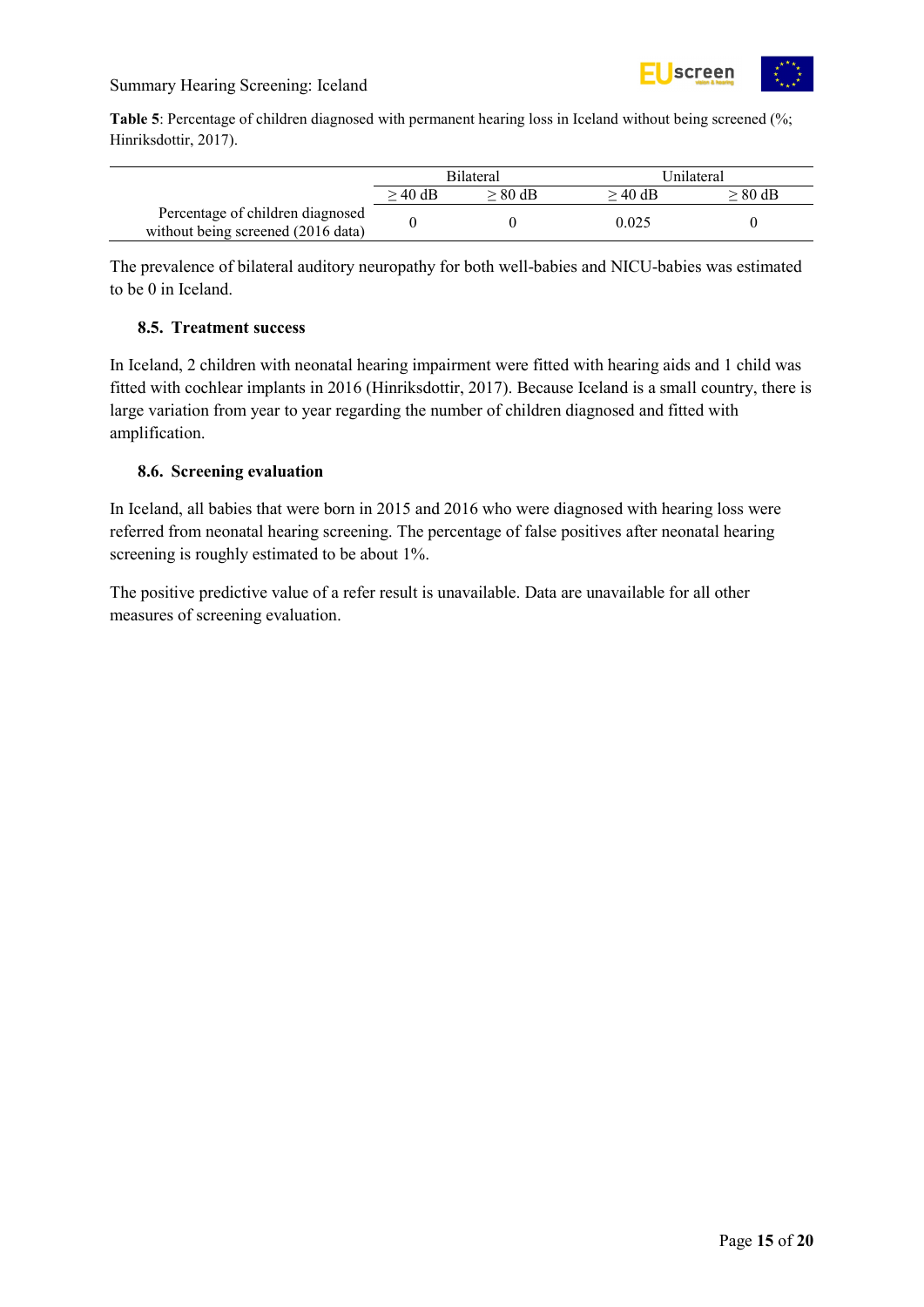**Table 5**: Percentage of children diagnosed with permanent hearing loss in Iceland without being screened (%; Hinriksdottir, 2017).

| | Bilateral | | Unilateral | |
|---|---|---|---|---|
| | ≥ 40 dB | ≥ 80 dB | ≥ 40 dB | ≥ 80 dB |
| Percentage of children diagnosed without being screened (2016 data) | 0 | 0 | 0.025 | 0 |

The prevalence of bilateral auditory neuropathy for both well-babies and NICU-babies was estimated to be 0 in Iceland.

### 8.5. Treatment success

In Iceland, 2 children with neonatal hearing impairment were fitted with hearing aids and 1 child was fitted with cochlear implants in 2016 (Hinriksdottir, 2017). Because Iceland is a small country, there is large variation from year to year regarding the number of children diagnosed and fitted with amplification.

### 8.6. Screening evaluation

In Iceland, all babies that were born in 2015 and 2016 who were diagnosed with hearing loss were referred from neonatal hearing screening. The percentage of false positives after neonatal hearing screening is roughly estimated to be about 1%.

The positive predictive value of a refer result is unavailable. Data are unavailable for all other measures of screening evaluation.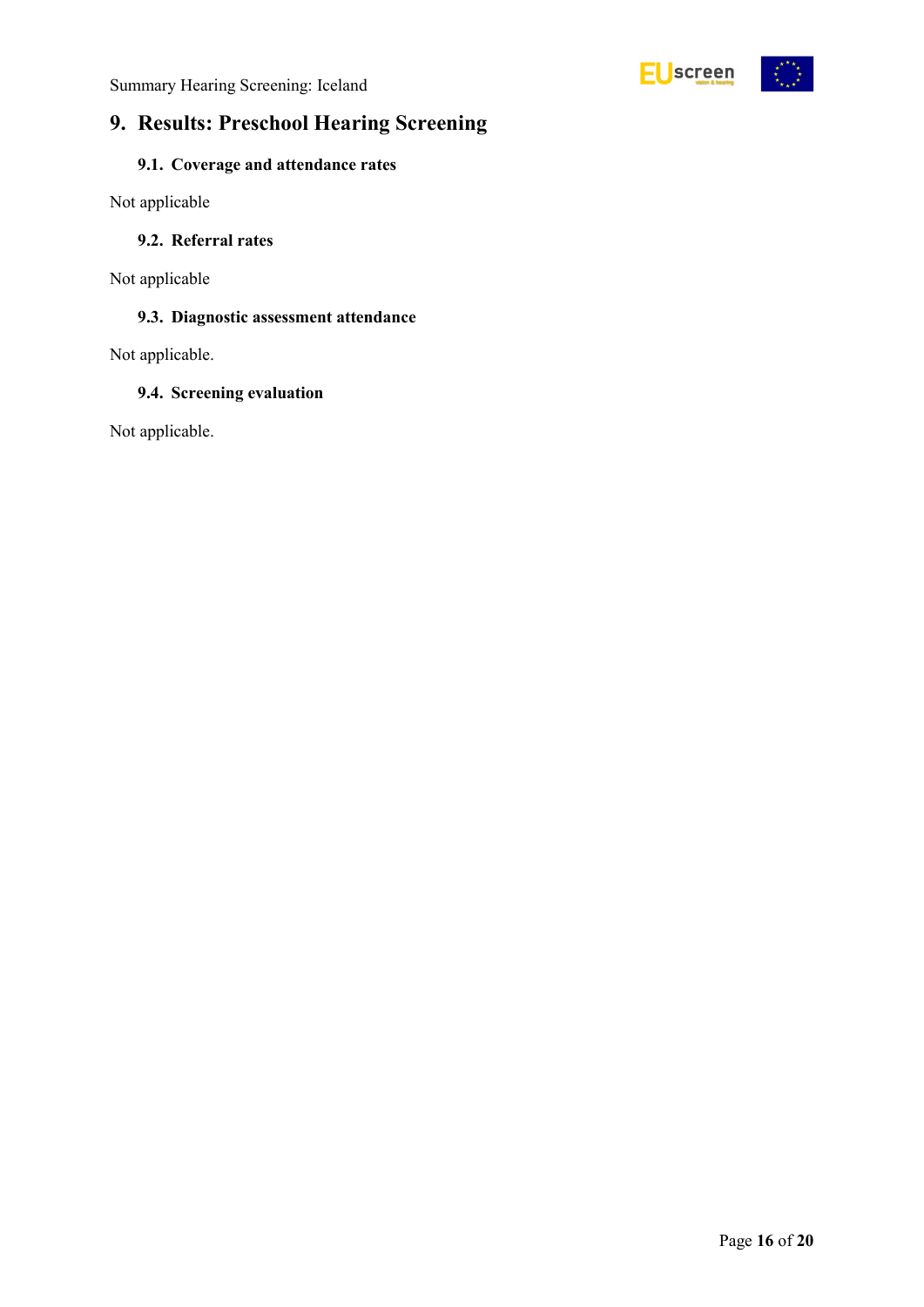## 9. Results: Preschool Hearing Screening

### 9.1. Coverage and attendance rates

Not applicable

### 9.2. Referral rates

Not applicable

### 9.3. Diagnostic assessment attendance

Not applicable.

### 9.4. Screening evaluation

Not applicable.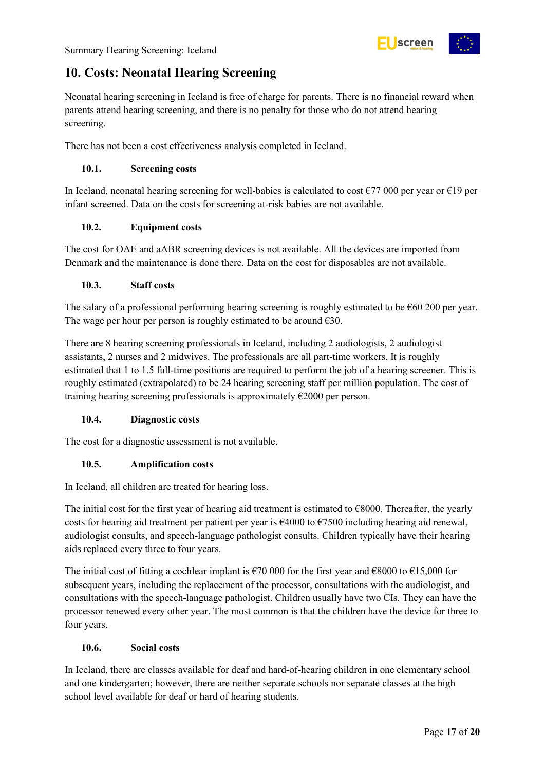## 10. Costs: Neonatal Hearing Screening

Neonatal hearing screening in Iceland is free of charge for parents. There is no financial reward when parents attend hearing screening, and there is no penalty for those who do not attend hearing screening.

There has not been a cost effectiveness analysis completed in Iceland.

### 10.1. Screening costs

In Iceland, neonatal hearing screening for well-babies is calculated to cost €77 000 per year or €19 per infant screened. Data on the costs for screening at-risk babies are not available.

### 10.2. Equipment costs

The cost for OAE and aABR screening devices is not available. All the devices are imported from Denmark and the maintenance is done there. Data on the cost for disposables are not available.

### 10.3. Staff costs

The salary of a professional performing hearing screening is roughly estimated to be €60 200 per year. The wage per hour per person is roughly estimated to be around €30.

There are 8 hearing screening professionals in Iceland, including 2 audiologists, 2 audiologist assistants, 2 nurses and 2 midwives. The professionals are all part-time workers. It is roughly estimated that 1 to 1.5 full-time positions are required to perform the job of a hearing screener. This is roughly estimated (extrapolated) to be 24 hearing screening staff per million population. The cost of training hearing screening professionals is approximately €2000 per person.

### 10.4. Diagnostic costs

The cost for a diagnostic assessment is not available.

### 10.5. Amplification costs

In Iceland, all children are treated for hearing loss.

The initial cost for the first year of hearing aid treatment is estimated to €8000. Thereafter, the yearly costs for hearing aid treatment per patient per year is €4000 to €7500 including hearing aid renewal, audiologist consults, and speech-language pathologist consults. Children typically have their hearing aids replaced every three to four years.

The initial cost of fitting a cochlear implant is €70 000 for the first year and €8000 to €15,000 for subsequent years, including the replacement of the processor, consultations with the audiologist, and consultations with the speech-language pathologist. Children usually have two CIs. They can have the processor renewed every other year. The most common is that the children have the device for three to four years.

### 10.6. Social costs

In Iceland, there are classes available for deaf and hard-of-hearing children in one elementary school and one kindergarten; however, there are neither separate schools nor separate classes at the high school level available for deaf or hard of hearing students.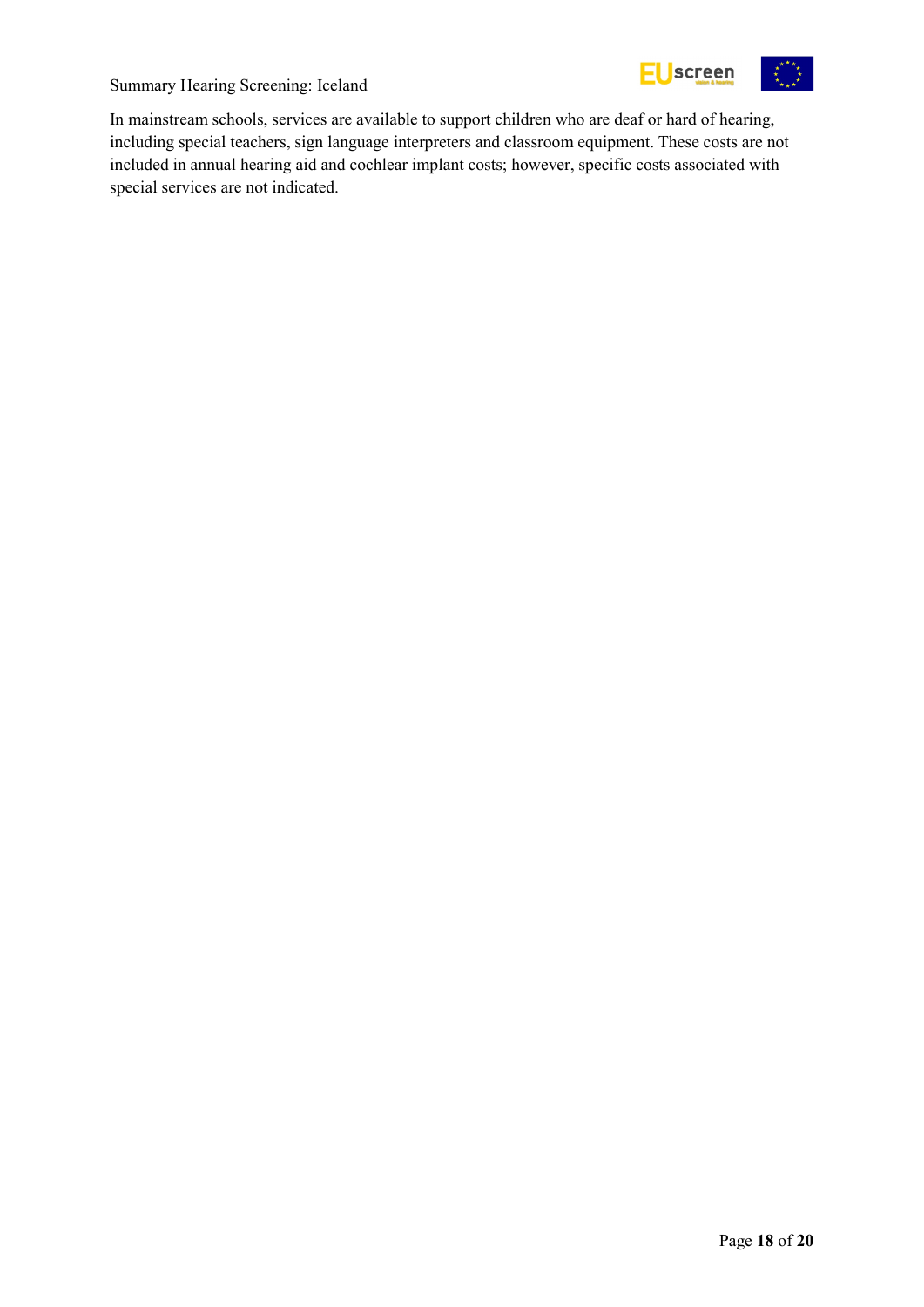In mainstream schools, services are available to support children who are deaf or hard of hearing, including special teachers, sign language interpreters and classroom equipment. These costs are not included in annual hearing aid and cochlear implant costs; however, specific costs associated with special services are not indicated.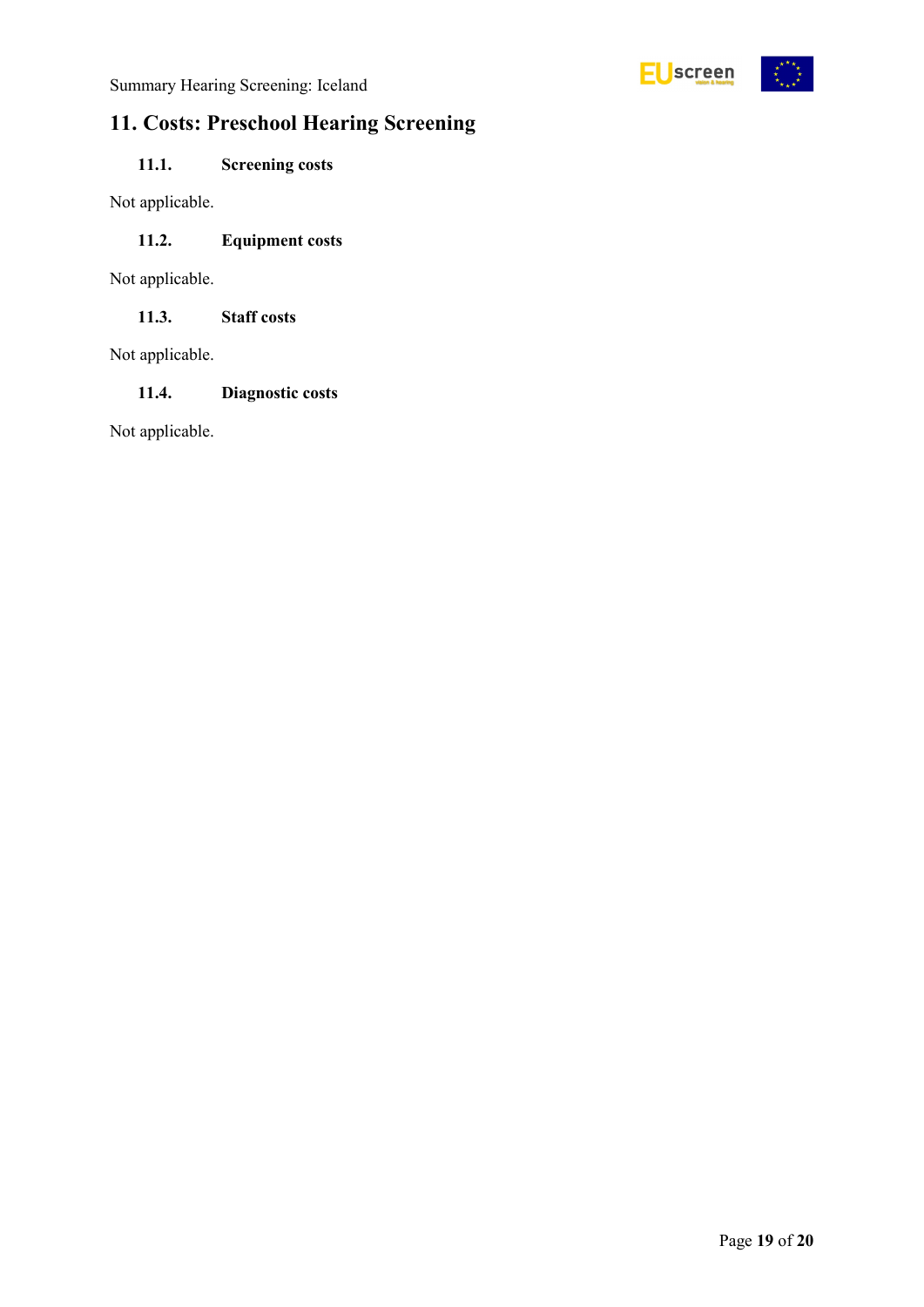## 11. Costs: Preschool Hearing Screening

### 11.1. Screening costs

Not applicable.

### 11.2. Equipment costs

Not applicable.

### 11.3. Staff costs

Not applicable.

### 11.4. Diagnostic costs

Not applicable.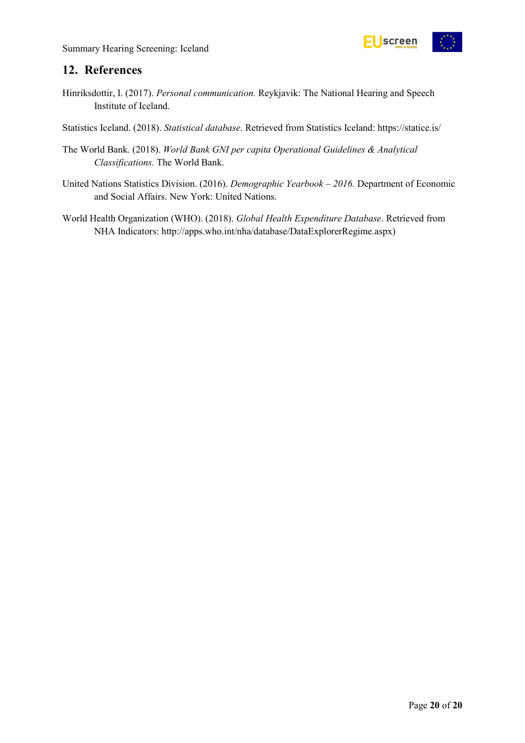## 12. References

Hinriksdottir, I. (2017). *Personal communication.* Reykjavik: The National Hearing and Speech Institute of Iceland.

Statistics Iceland. (2018). *Statistical database*. Retrieved from Statistics Iceland: https://statice.is/

The World Bank. (2018). *World Bank GNI per capita Operational Guidelines & Analytical Classifications.* The World Bank.

United Nations Statistics Division. (2016). *Demographic Yearbook – 2016.* Department of Economic and Social Affairs. New York: United Nations.

World Health Organization (WHO). (2018). *Global Health Expenditure Database*. Retrieved from NHA Indicators: http://apps.who.int/nha/database/DataExplorerRegime.aspx)